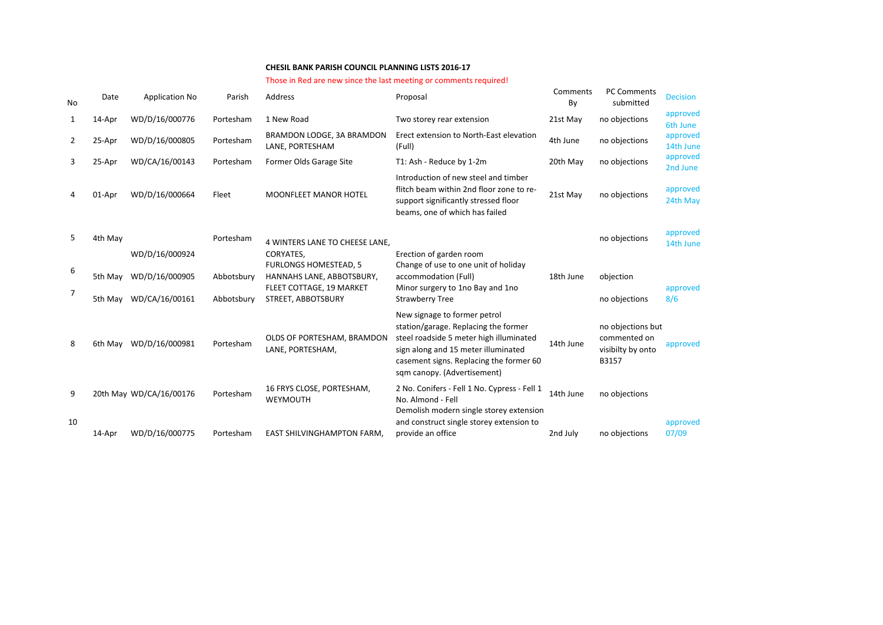**CHESIL BANK PARISH COUNCIL PLANNING LISTS 2016-17**

Those in Red are new since the last meeting or comments required!

| No | Date | Application No | Parish | Address | Proposal | Comments By | PC Comments submitted | Decision |
|---|---|---|---|---|---|---|---|---|
| 1 | 14-Apr | WD/D/16/000776 | Portesham | 1 New Road | Two storey rear extension | 21st May | no objections | approved 6th June |
| 2 | 25-Apr | WD/D/16/000805 | Portesham | BRAMDON LODGE, 3A BRAMDON LANE, PORTESHAM | Erect extension to North-East elevation (Full) | 4th June | no objections | approved 14th June |
| 3 | 25-Apr | WD/CA/16/00143 | Portesham | Former Olds Garage Site | T1: Ash - Reduce by 1-2m | 20th May | no objections | approved 2nd June |
| 4 | 01-Apr | WD/D/16/000664 | Fleet | MOONFLEET MANOR HOTEL | Introduction of new steel and timber flitch beam within 2nd floor zone to re-support significantly stressed floor beams, one of which has failed | 21st May | no objections | approved 24th May |
| 5 | 4th May | WD/D/16/000924 | Portesham | 4 WINTERS LANE TO CHEESE LANE, CORYATES, | Erection of garden room | | no objections | approved 14th June |
| 6 | 5th May | WD/D/16/000905 | Abbotsbury | FURLONGS HOMESTEAD, 5 HANNAHS LANE, ABBOTSBURY, | Change of use to one unit of holiday accommodation (Full) | 18th June | objection | |
| 7 | 5th May | WD/CA/16/00161 | Abbotsbury | FLEET COTTAGE, 19 MARKET STREET, ABBOTSBURY | Minor surgery to 1no Bay and 1no Strawberry Tree | | no objections | approved 8/6 |
| 8 | 6th May | WD/D/16/000981 | Portesham | OLDS OF PORTESHAM, BRAMDON LANE, PORTESHAM, | New signage to former petrol station/garage. Replacing the former steel roadside 5 meter high illuminated sign along and 15 meter illuminated casement signs. Replacing the former 60 sqm canopy. (Advertisement) | 14th June | no objections but commented on visibilty by onto B3157 | approved |
| 9 | 20th May | WD/CA/16/00176 | Portesham | 16 FRYS CLOSE, PORTESHAM, WEYMOUTH | 2 No. Conifers - Fell 1 No. Cypress - Fell 1 No. Almond - Fell | 14th June | no objections | |
| 10 | 14-Apr | WD/D/16/000775 | Portesham | EAST SHILVINGHAMPTON FARM, | Demolish modern single storey extension and construct single storey extension to provide an office | 2nd July | no objections | approved 07/09 |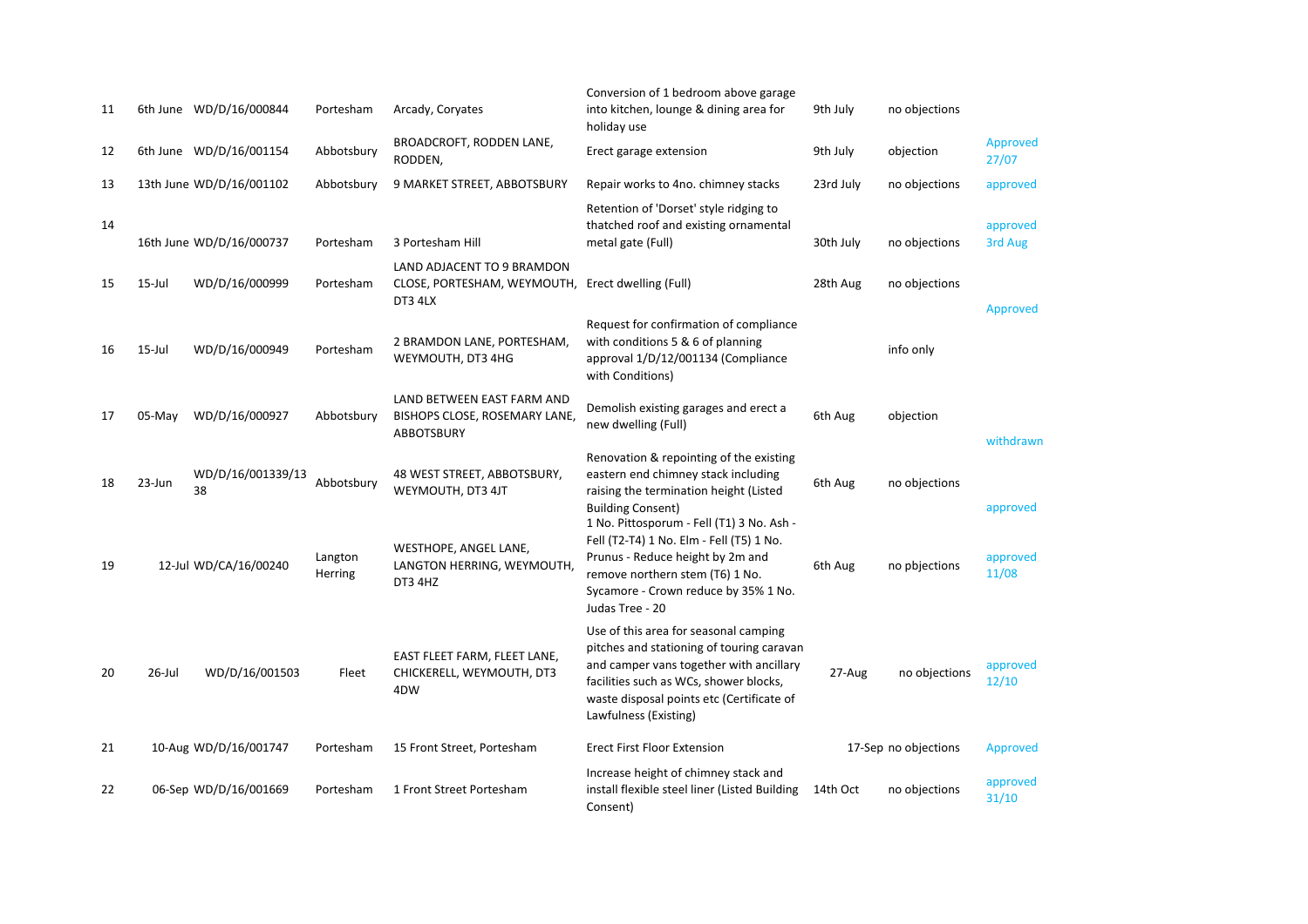| | | | | | | | | |
|---|---|---|---|---|---|---|---|---|
| 11 | 6th June | WD/D/16/000844 | Portesham | Arcady, Coryates | Conversion of 1 bedroom above garage into kitchen, lounge & dining area for holiday use | 9th July | no objections | |
| 12 | 6th June | WD/D/16/001154 | Abbotsbury | BROADCROFT, RODDEN LANE, RODDEN, | Erect garage extension | 9th July | objection | Approved 27/07 |
| 13 | 13th June | WD/D/16/001102 | Abbotsbury | 9 MARKET STREET, ABBOTSBURY | Repair works to 4no. chimney stacks | 23rd July | no objections | approved |
| 14 | 16th June | WD/D/16/000737 | Portesham | 3 Portesham Hill | Retention of 'Dorset' style ridging to thatched roof and existing ornamental metal gate (Full) | 30th July | no objections | approved 3rd Aug |
| 15 | 15-Jul | WD/D/16/000999 | Portesham | LAND ADJACENT TO 9 BRAMDON CLOSE, PORTESHAM, WEYMOUTH, DT3 4LX | Erect dwelling (Full) | 28th Aug | no objections | Approved |
| 16 | 15-Jul | WD/D/16/000949 | Portesham | 2 BRAMDON LANE, PORTESHAM, WEYMOUTH, DT3 4HG | Request for confirmation of compliance with conditions 5 & 6 of planning approval 1/D/12/001134 (Compliance with Conditions) | | info only | |
| 17 | 05-May | WD/D/16/000927 | Abbotsbury | LAND BETWEEN EAST FARM AND BISHOPS CLOSE, ROSEMARY LANE, ABBOTSBURY | Demolish existing garages and erect a new dwelling (Full) | 6th Aug | objection | withdrawn |
| 18 | 23-Jun | WD/D/16/001339/1338 | Abbotsbury | 48 WEST STREET, ABBOTSBURY, WEYMOUTH, DT3 4JT | Renovation & repointing of the existing eastern end chimney stack including raising the termination height (Listed Building Consent) | 6th Aug | no objections | approved |
| 19 | 12-Jul | WD/CA/16/00240 | Langton Herring | WESTHOPE, ANGEL LANE, LANGTON HERRING, WEYMOUTH, DT3 4HZ | 1 No. Pittosporum - Fell (T1) 3 No. Ash - Fell (T2-T4) 1 No. Elm - Fell (T5) 1 No. Prunus - Reduce height by 2m and remove northern stem (T6) 1 No. Sycamore - Crown reduce by 35% 1 No. Judas Tree - 20 | 6th Aug | no pbjections | approved 11/08 |
| 20 | 26-Jul | WD/D/16/001503 | Fleet | EAST FLEET FARM, FLEET LANE, CHICKERELL, WEYMOUTH, DT3 4DW | Use of this area for seasonal camping pitches and stationing of touring caravan and camper vans together with ancillary facilities such as WCs, shower blocks, waste disposal points etc (Certificate of Lawfulness (Existing) | 27-Aug | no objections | approved 12/10 |
| 21 | 10-Aug | WD/D/16/001747 | Portesham | 15 Front Street, Portesham | Erect First Floor Extension | 17-Sep | no objections | Approved |
| 22 | 06-Sep | WD/D/16/001669 | Portesham | 1 Front Street Portesham | Increase height of chimney stack and install flexible steel liner (Listed Building Consent) | 14th Oct | no objections | approved 31/10 |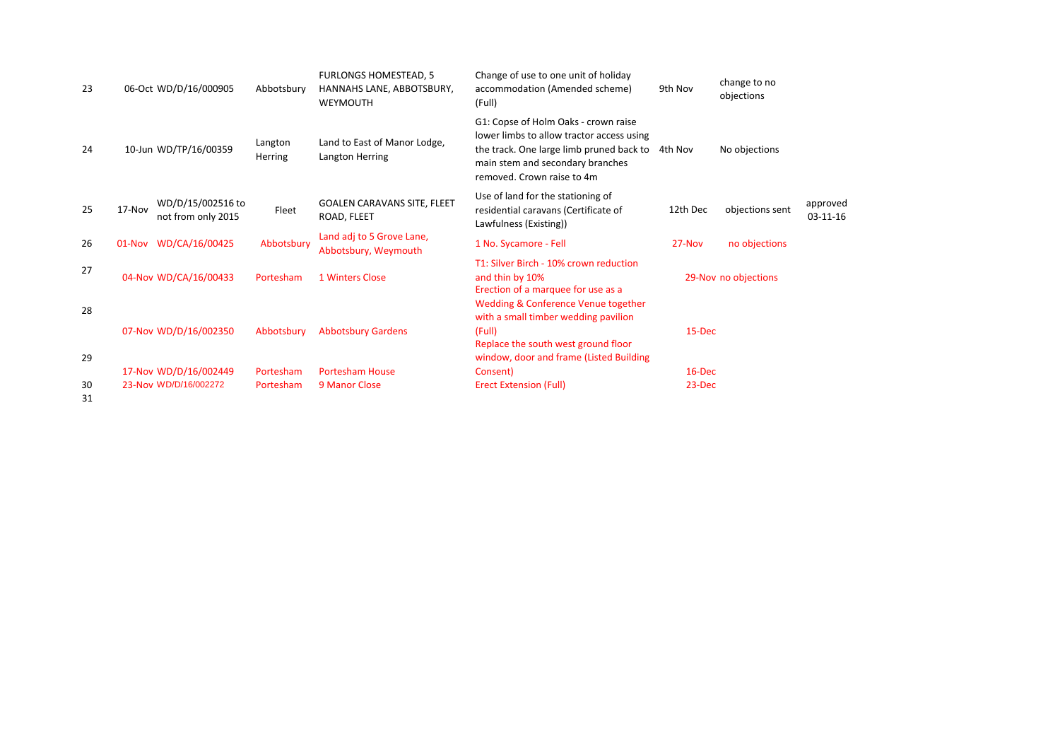| | | | | | | | | |
|---|---|---|---|---|---|---|---|---|
| 23 | 06-Oct | WD/D/16/000905 | Abbotsbury | FURLONGS HOMESTEAD, 5 HANNAHS LANE, ABBOTSBURY, WEYMOUTH | Change of use to one unit of holiday accommodation (Amended scheme) (Full) | 9th Nov | change to no objections | |
| 24 | 10-Jun | WD/TP/16/00359 | Langton Herring | Land to East of Manor Lodge, Langton Herring | G1: Copse of Holm Oaks - crown raise lower limbs to allow tractor access using the track. One large limb pruned back to main stem and secondary branches removed. Crown raise to 4m | 4th Nov | No objections | |
| 25 | 17-Nov | WD/D/15/002516 to not from only 2015 | Fleet | GOALEN CARAVANS SITE, FLEET ROAD, FLEET | Use of land for the stationing of residential caravans (Certificate of Lawfulness (Existing)) | 12th Dec | objections sent | approved 03-11-16 |
| 26 | 01-Nov | WD/CA/16/00425 | Abbotsbury | Land adj to 5 Grove Lane, Abbotsbury, Weymouth | 1 No. Sycamore - Fell | 27-Nov | no objections | |
| 27 | 04-Nov | WD/CA/16/00433 | Portesham | 1 Winters Close | T1: Silver Birch - 10% crown reduction and thin by 10% | 29-Nov | no objections | |
| 28 | 07-Nov | WD/D/16/002350 | Abbotsbury | Abbotsbury Gardens | Erection of a marquee for use as a Wedding & Conference Venue together with a small timber wedding pavilion (Full) | 15-Dec | | |
| 29 | 17-Nov | WD/D/16/002449 | Portesham | Portesham House | Replace the south west ground floor window, door and frame (Listed Building Consent) | 16-Dec | | |
| 30 | 23-Nov | WD/D/16/002272 | Portesham | 9 Manor Close | Erect Extension (Full) | 23-Dec | | |
| 31 | | | | | | | | |